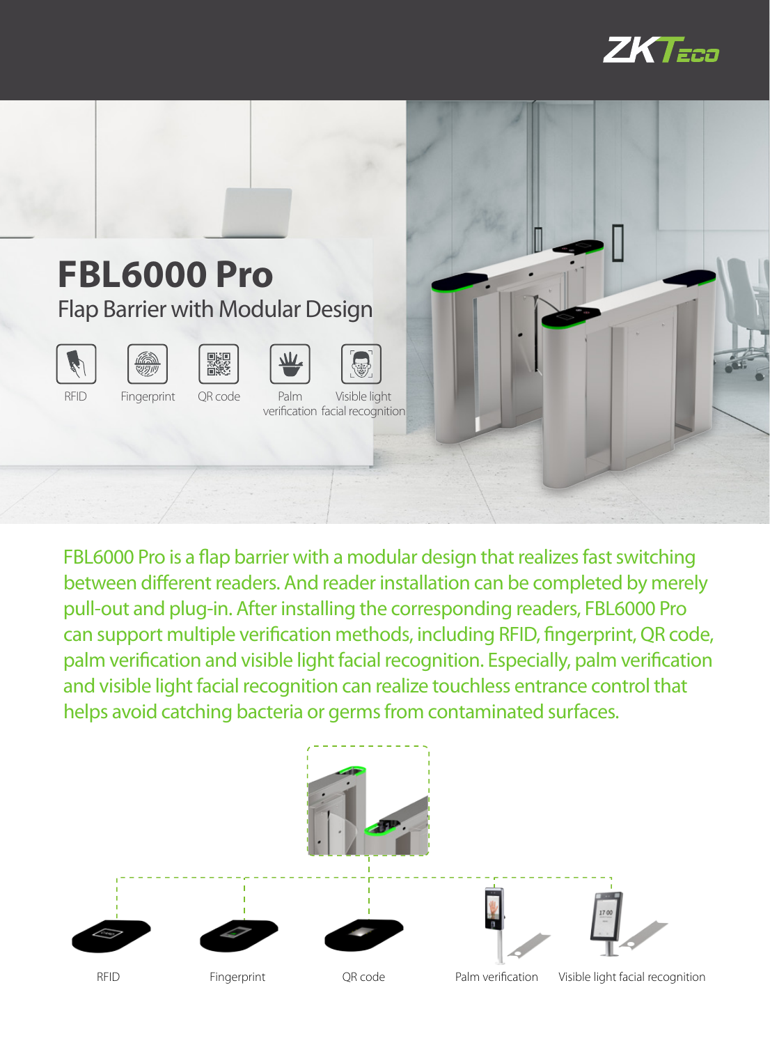ZKTeco

# FBL6000 Pro

## Flap Barrier with Modular Design

RFID | Fingerprint | QR code | Palm verification | Visible light facial recognition

FBL6000 Pro is a flap barrier with a modular design that realizes fast switching between different readers. And reader installation can be completed by merely pull-out and plug-in. After installing the corresponding readers, FBL6000 Pro can support multiple verification methods, including RFID, fingerprint, QR code, palm verification and visible light facial recognition. Especially, palm verification and visible light facial recognition can realize touchless entrance control that helps avoid catching bacteria or germs from contaminated surfaces.

RFID | Fingerprint | QR code | Palm verification | Visible light facial recognition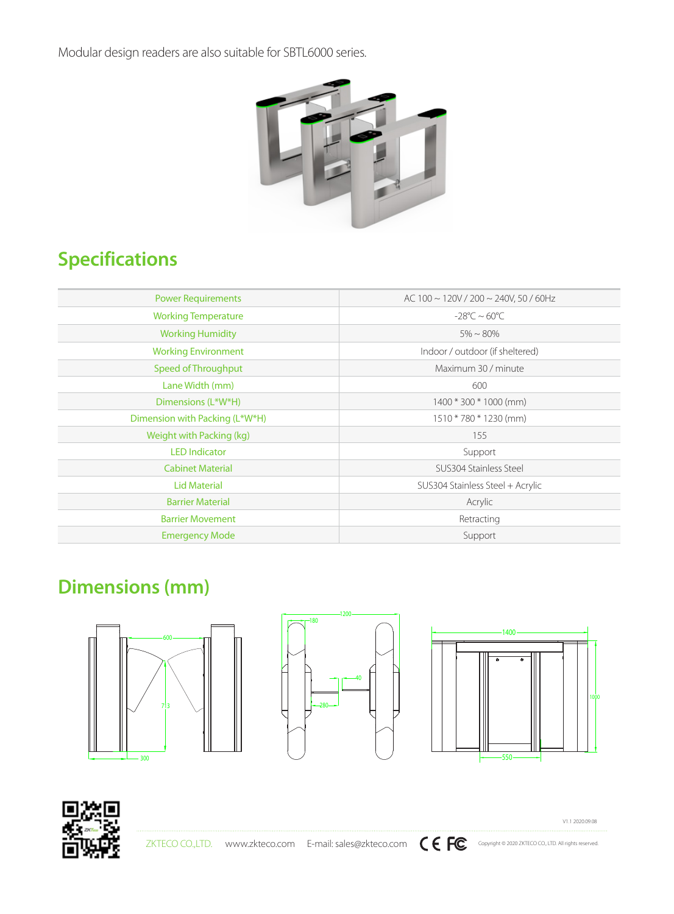Modular design readers are also suitable for SBTL6000 series.

## Specifications

| | |
|---|---|
| Power Requirements | AC 100 ~ 120V / 200 ~ 240V, 50 / 60Hz |
| Working Temperature | -28°C ~ 60°C |
| Working Humidity | 5% ~ 80% |
| Working Environment | Indoor / outdoor (if sheltered) |
| Speed of Throughput | Maximum 30 / minute |
| Lane Width (mm) | 600 |
| Dimensions (L*W*H) | 1400 * 300 * 1000 (mm) |
| Dimension with Packing (L*W*H) | 1510 * 780 * 1230 (mm) |
| Weight with Packing (kg) | 155 |
| LED Indicator | Support |
| Cabinet Material | SUS304 Stainless Steel |
| Lid Material | SUS304 Stainless Steel + Acrylic |
| Barrier Material | Acrylic |
| Barrier Movement | Retracting |
| Emergency Mode | Support |

## Dimensions (mm)

600
713
300

1200
180
40
280

1400
1000
550

ZKTECO CO.,LTD. www.zkteco.com E-mail: sales@zkteco.com

Copyright © 2020 ZKTECO CO., LTD. All rights reserved.

V1.1 2020.09.08